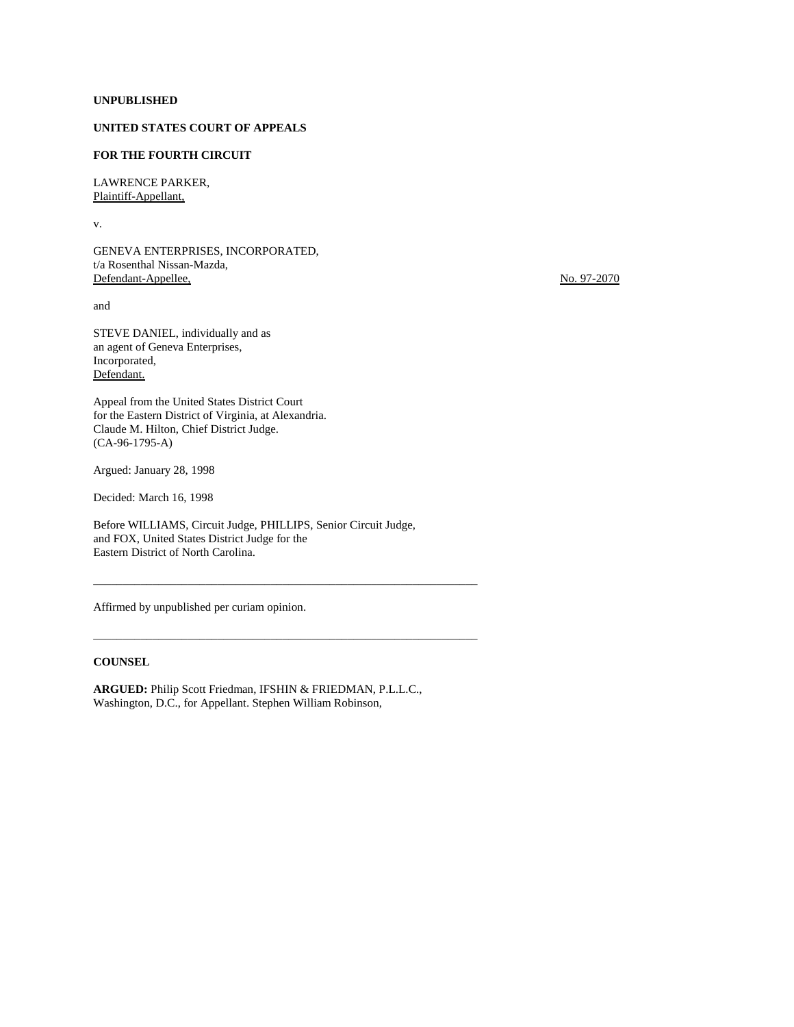**UNPUBLISHED**

**UNITED STATES COURT OF APPEALS**

**FOR THE FOURTH CIRCUIT**

LAWRENCE PARKER,
Plaintiff-Appellant,

v.

GENEVA ENTERPRISES, INCORPORATED,
t/a Rosenthal Nissan-Mazda,
Defendant-Appellee,

No. 97-2070

and

STEVE DANIEL, individually and as
an agent of Geneva Enterprises,
Incorporated,
Defendant.

Appeal from the United States District Court
for the Eastern District of Virginia, at Alexandria.
Claude M. Hilton, Chief District Judge.
(CA-96-1795-A)

Argued: January 28, 1998

Decided: March 16, 1998

Before WILLIAMS, Circuit Judge, PHILLIPS, Senior Circuit Judge,
and FOX, United States District Judge for the
Eastern District of North Carolina.

---

Affirmed by unpublished per curiam opinion.

---

**COUNSEL**

**ARGUED:** Philip Scott Friedman, IFSHIN & FRIEDMAN, P.L.L.C.,
Washington, D.C., for Appellant. Stephen William Robinson,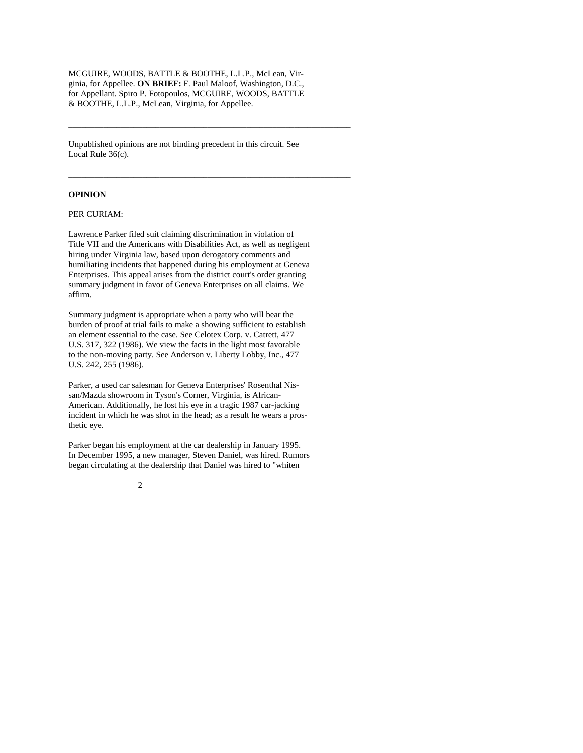MCGUIRE, WOODS, BATTLE & BOOTHE, L.L.P., McLean, Virginia, for Appellee. **ON BRIEF:** F. Paul Maloof, Washington, D.C., for Appellant. Spiro P. Fotopoulos, MCGUIRE, WOODS, BATTLE & BOOTHE, L.L.P., McLean, Virginia, for Appellee.

---

Unpublished opinions are not binding precedent in this circuit. See Local Rule 36(c).

---

**OPINION**

PER CURIAM:

Lawrence Parker filed suit claiming discrimination in violation of Title VII and the Americans with Disabilities Act, as well as negligent hiring under Virginia law, based upon derogatory comments and humiliating incidents that happened during his employment at Geneva Enterprises. This appeal arises from the district court's order granting summary judgment in favor of Geneva Enterprises on all claims. We affirm.

Summary judgment is appropriate when a party who will bear the burden of proof at trial fails to make a showing sufficient to establish an element essential to the case. See Celotex Corp. v. Catrett, 477 U.S. 317, 322 (1986). We view the facts in the light most favorable to the non-moving party. See Anderson v. Liberty Lobby, Inc., 477 U.S. 242, 255 (1986).

Parker, a used car salesman for Geneva Enterprises' Rosenthal Nissan/Mazda showroom in Tyson's Corner, Virginia, is African-American. Additionally, he lost his eye in a tragic 1987 car-jacking incident in which he was shot in the head; as a result he wears a prosthetic eye.

Parker began his employment at the car dealership in January 1995. In December 1995, a new manager, Steven Daniel, was hired. Rumors began circulating at the dealership that Daniel was hired to "whiten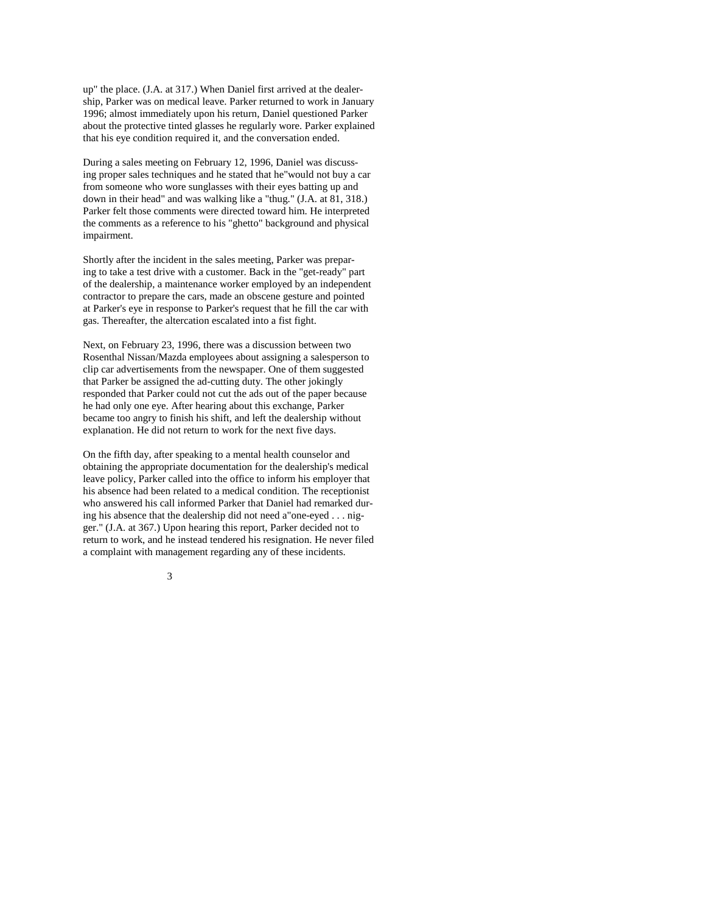up" the place. (J.A. at 317.) When Daniel first arrived at the dealership, Parker was on medical leave. Parker returned to work in January 1996; almost immediately upon his return, Daniel questioned Parker about the protective tinted glasses he regularly wore. Parker explained that his eye condition required it, and the conversation ended.

During a sales meeting on February 12, 1996, Daniel was discussing proper sales techniques and he stated that he"would not buy a car from someone who wore sunglasses with their eyes batting up and down in their head" and was walking like a "thug." (J.A. at 81, 318.) Parker felt those comments were directed toward him. He interpreted the comments as a reference to his "ghetto" background and physical impairment.

Shortly after the incident in the sales meeting, Parker was preparing to take a test drive with a customer. Back in the "get-ready" part of the dealership, a maintenance worker employed by an independent contractor to prepare the cars, made an obscene gesture and pointed at Parker's eye in response to Parker's request that he fill the car with gas. Thereafter, the altercation escalated into a fist fight.

Next, on February 23, 1996, there was a discussion between two Rosenthal Nissan/Mazda employees about assigning a salesperson to clip car advertisements from the newspaper. One of them suggested that Parker be assigned the ad-cutting duty. The other jokingly responded that Parker could not cut the ads out of the paper because he had only one eye. After hearing about this exchange, Parker became too angry to finish his shift, and left the dealership without explanation. He did not return to work for the next five days.

On the fifth day, after speaking to a mental health counselor and obtaining the appropriate documentation for the dealership's medical leave policy, Parker called into the office to inform his employer that his absence had been related to a medical condition. The receptionist who answered his call informed Parker that Daniel had remarked during his absence that the dealership did not need a"one-eyed . . . nigger." (J.A. at 367.) Upon hearing this report, Parker decided not to return to work, and he instead tendered his resignation. He never filed a complaint with management regarding any of these incidents.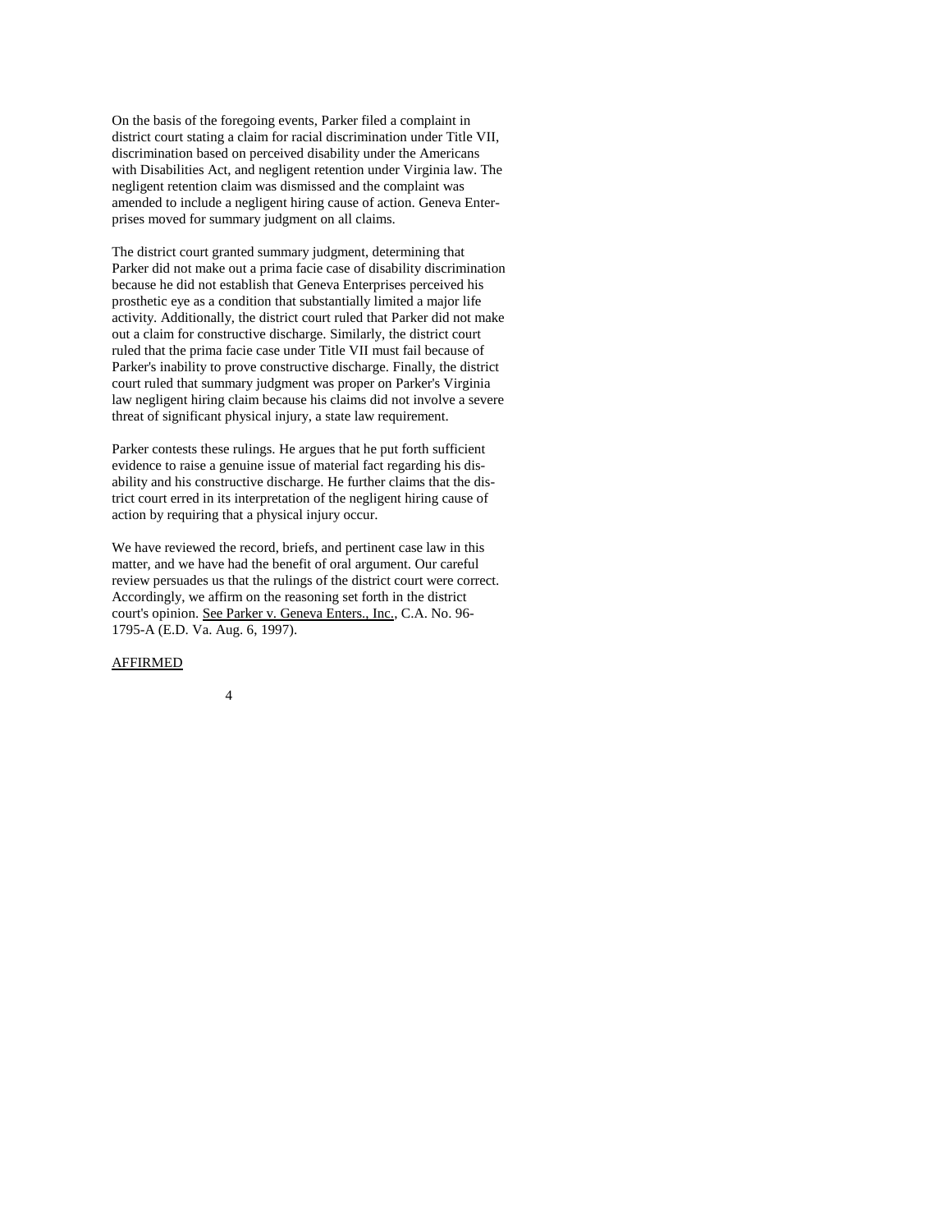On the basis of the foregoing events, Parker filed a complaint in district court stating a claim for racial discrimination under Title VII, discrimination based on perceived disability under the Americans with Disabilities Act, and negligent retention under Virginia law. The negligent retention claim was dismissed and the complaint was amended to include a negligent hiring cause of action. Geneva Enterprises moved for summary judgment on all claims.

The district court granted summary judgment, determining that Parker did not make out a prima facie case of disability discrimination because he did not establish that Geneva Enterprises perceived his prosthetic eye as a condition that substantially limited a major life activity. Additionally, the district court ruled that Parker did not make out a claim for constructive discharge. Similarly, the district court ruled that the prima facie case under Title VII must fail because of Parker's inability to prove constructive discharge. Finally, the district court ruled that summary judgment was proper on Parker's Virginia law negligent hiring claim because his claims did not involve a severe threat of significant physical injury, a state law requirement.

Parker contests these rulings. He argues that he put forth sufficient evidence to raise a genuine issue of material fact regarding his disability and his constructive discharge. He further claims that the district court erred in its interpretation of the negligent hiring cause of action by requiring that a physical injury occur.

We have reviewed the record, briefs, and pertinent case law in this matter, and we have had the benefit of oral argument. Our careful review persuades us that the rulings of the district court were correct. Accordingly, we affirm on the reasoning set forth in the district court's opinion. See Parker v. Geneva Enters., Inc., C.A. No. 96-1795-A (E.D. Va. Aug. 6, 1997).

AFFIRMED